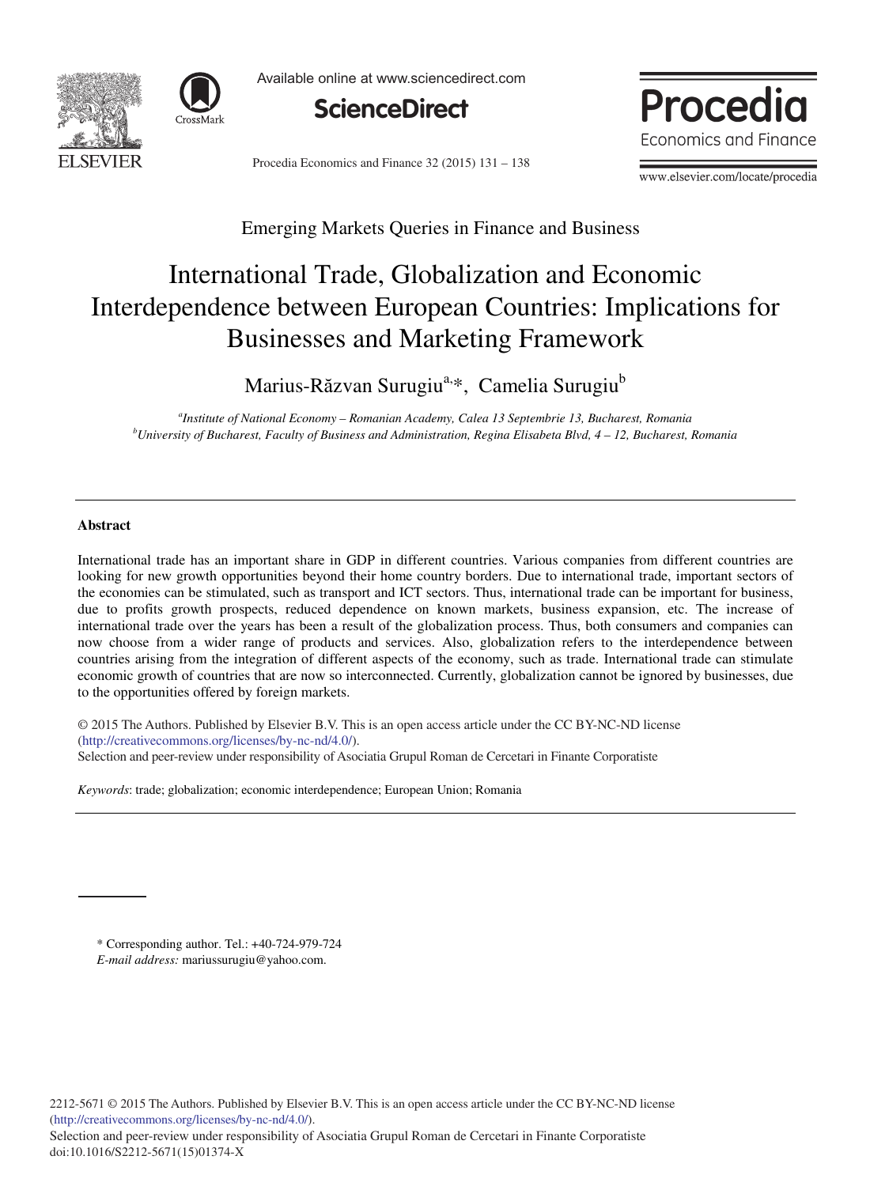Emerging Markets Queries in Finance and Business

# International Trade, Globalization and Economic Interdependence between European Countries: Implications for Businesses and Marketing Framework

Marius-Răzvan Surugiu[a,*], Camelia Surugiu[b]

[a]*Institute of National Economy – Romanian Academy, Calea 13 Septembrie 13, Bucharest, Romania*
[b]*University of Bucharest, Faculty of Business and Administration, Regina Elisabeta Blvd, 4 – 12, Bucharest, Romania*

---

## Abstract

International trade has an important share in GDP in different countries. Various companies from different countries are looking for new growth opportunities beyond their home country borders. Due to international trade, important sectors of the economies can be stimulated, such as transport and ICT sectors. Thus, international trade can be important for business, due to profits growth prospects, reduced dependence on known markets, business expansion, etc. The increase of international trade over the years has been a result of the globalization process. Thus, both consumers and companies can now choose from a wider range of products and services. Also, globalization refers to the interdependence between countries arising from the integration of different aspects of the economy, such as trade. International trade can stimulate economic growth of countries that are now so interconnected. Currently, globalization cannot be ignored by businesses, due to the opportunities offered by foreign markets.

© 2015 The Authors. Published by Elsevier B.V. This is an open access article under the CC BY-NC-ND license (http://creativecommons.org/licenses/by-nc-nd/4.0/).
Selection and peer-review under responsibility of Asociatia Grupul Roman de Cercetari in Finante Corporatiste

*Keywords*: trade; globalization; economic interdependence; European Union; Romania

---

\* Corresponding author. Tel.: +40-724-979-724
*E-mail address:* mariussurugiu@yahoo.com.

2212-5671 © 2015 The Authors. Published by Elsevier B.V. This is an open access article under the CC BY-NC-ND license (http://creativecommons.org/licenses/by-nc-nd/4.0/).
Selection and peer-review under responsibility of Asociatia Grupul Roman de Cercetari in Finante Corporatiste
doi:10.1016/S2212-5671(15)01374-X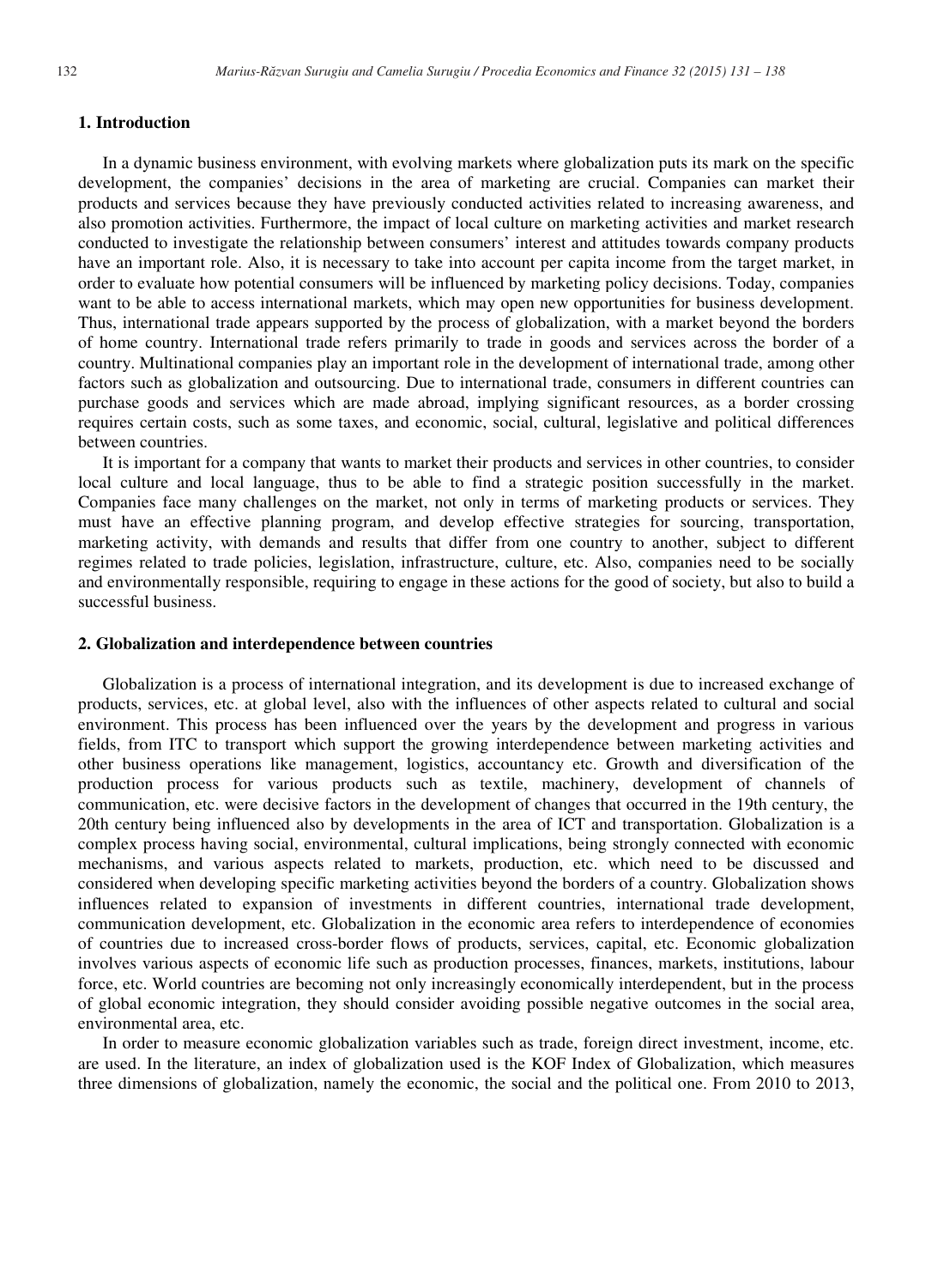## 1. Introduction

In a dynamic business environment, with evolving markets where globalization puts its mark on the specific development, the companies' decisions in the area of marketing are crucial. Companies can market their products and services because they have previously conducted activities related to increasing awareness, and also promotion activities. Furthermore, the impact of local culture on marketing activities and market research conducted to investigate the relationship between consumers' interest and attitudes towards company products have an important role. Also, it is necessary to take into account per capita income from the target market, in order to evaluate how potential consumers will be influenced by marketing policy decisions. Today, companies want to be able to access international markets, which may open new opportunities for business development. Thus, international trade appears supported by the process of globalization, with a market beyond the borders of home country. International trade refers primarily to trade in goods and services across the border of a country. Multinational companies play an important role in the development of international trade, among other factors such as globalization and outsourcing. Due to international trade, consumers in different countries can purchase goods and services which are made abroad, implying significant resources, as a border crossing requires certain costs, such as some taxes, and economic, social, cultural, legislative and political differences between countries.

It is important for a company that wants to market their products and services in other countries, to consider local culture and local language, thus to be able to find a strategic position successfully in the market. Companies face many challenges on the market, not only in terms of marketing products or services. They must have an effective planning program, and develop effective strategies for sourcing, transportation, marketing activity, with demands and results that differ from one country to another, subject to different regimes related to trade policies, legislation, infrastructure, culture, etc. Also, companies need to be socially and environmentally responsible, requiring to engage in these actions for the good of society, but also to build a successful business.

## 2. Globalization and interdependence between countries

Globalization is a process of international integration, and its development is due to increased exchange of products, services, etc. at global level, also with the influences of other aspects related to cultural and social environment. This process has been influenced over the years by the development and progress in various fields, from ITC to transport which support the growing interdependence between marketing activities and other business operations like management, logistics, accountancy etc. Growth and diversification of the production process for various products such as textile, machinery, development of channels of communication, etc. were decisive factors in the development of changes that occurred in the 19th century, the 20th century being influenced also by developments in the area of ICT and transportation. Globalization is a complex process having social, environmental, cultural implications, being strongly connected with economic mechanisms, and various aspects related to markets, production, etc. which need to be discussed and considered when developing specific marketing activities beyond the borders of a country. Globalization shows influences related to expansion of investments in different countries, international trade development, communication development, etc. Globalization in the economic area refers to interdependence of economies of countries due to increased cross-border flows of products, services, capital, etc. Economic globalization involves various aspects of economic life such as production processes, finances, markets, institutions, labour force, etc. World countries are becoming not only increasingly economically interdependent, but in the process of global economic integration, they should consider avoiding possible negative outcomes in the social area, environmental area, etc.

In order to measure economic globalization variables such as trade, foreign direct investment, income, etc. are used. In the literature, an index of globalization used is the KOF Index of Globalization, which measures three dimensions of globalization, namely the economic, the social and the political one. From 2010 to 2013,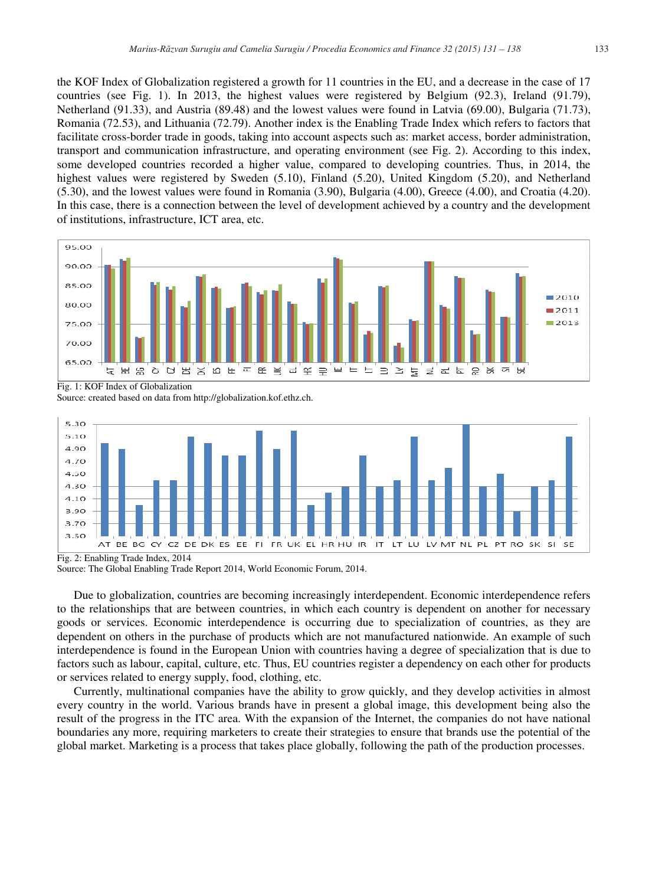the KOF Index of Globalization registered a growth for 11 countries in the EU, and a decrease in the case of 17 countries (see Fig. 1). In 2013, the highest values were registered by Belgium (92.3), Ireland (91.79), Netherland (91.33), and Austria (89.48) and the lowest values were found in Latvia (69.00), Bulgaria (71.73), Romania (72.53), and Lithuania (72.79). Another index is the Enabling Trade Index which refers to factors that facilitate cross-border trade in goods, taking into account aspects such as: market access, border administration, transport and communication infrastructure, and operating environment (see Fig. 2). According to this index, some developed countries recorded a higher value, compared to developing countries. Thus, in 2014, the highest values were registered by Sweden (5.10), Finland (5.20), United Kingdom (5.20), and Netherland (5.30), and the lowest values were found in Romania (3.90), Bulgaria (4.00), Greece (4.00), and Croatia (4.20). In this case, there is a connection between the level of development achieved by a country and the development of institutions, infrastructure, ICT area, etc.

Fig. 1: KOF Index of Globalization
Source: created based on data from http://globalization.kof.ethz.ch.

Fig. 2: Enabling Trade Index, 2014
Source: The Global Enabling Trade Report 2014, World Economic Forum, 2014.

Due to globalization, countries are becoming increasingly interdependent. Economic interdependence refers to the relationships that are between countries, in which each country is dependent on another for necessary goods or services. Economic interdependence is occurring due to specialization of countries, as they are dependent on others in the purchase of products which are not manufactured nationwide. An example of such interdependence is found in the European Union with countries having a degree of specialization that is due to factors such as labour, capital, culture, etc. Thus, EU countries register a dependency on each other for products or services related to energy supply, food, clothing, etc.

Currently, multinational companies have the ability to grow quickly, and they develop activities in almost every country in the world. Various brands have in present a global image, this development being also the result of the progress in the ITC area. With the expansion of the Internet, the companies do not have national boundaries any more, requiring marketers to create their strategies to ensure that brands use the potential of the global market. Marketing is a process that takes place globally, following the path of the production processes.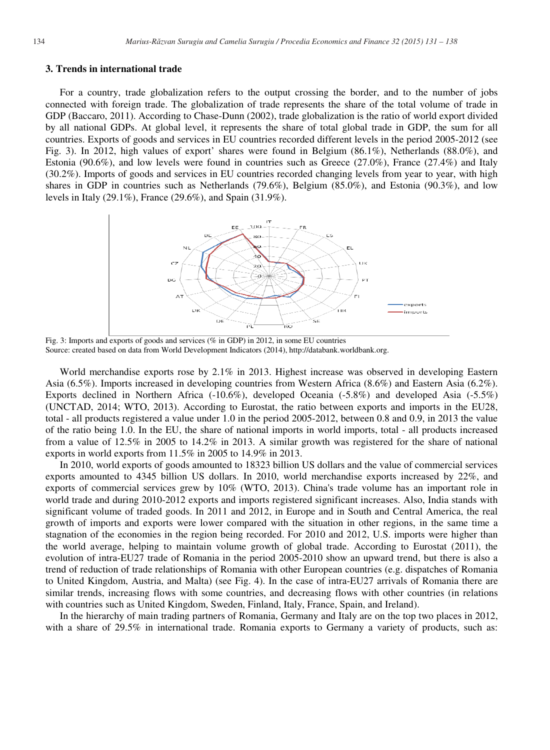## 3. Trends in international trade

For a country, trade globalization refers to the output crossing the border, and to the number of jobs connected with foreign trade. The globalization of trade represents the share of the total volume of trade in GDP (Baccaro, 2011). According to Chase-Dunn (2002), trade globalization is the ratio of world export divided by all national GDPs. At global level, it represents the share of total global trade in GDP, the sum for all countries. Exports of goods and services in EU countries recorded different levels in the period 2005-2012 (see Fig. 3). In 2012, high values of export' shares were found in Belgium (86.1%), Netherlands (88.0%), and Estonia (90.6%), and low levels were found in countries such as Greece (27.0%), France (27.4%) and Italy (30.2%). Imports of goods and services in EU countries recorded changing levels from year to year, with high shares in GDP in countries such as Netherlands (79.6%), Belgium (85.0%), and Estonia (90.3%), and low levels in Italy (29.1%), France (29.6%), and Spain (31.9%).

Fig. 3: Imports and exports of goods and services (% in GDP) in 2012, in some EU countries
Source: created based on data from World Development Indicators (2014), http://databank.worldbank.org.

World merchandise exports rose by 2.1% in 2013. Highest increase was observed in developing Eastern Asia (6.5%). Imports increased in developing countries from Western Africa (8.6%) and Eastern Asia (6.2%). Exports declined in Northern Africa (-10.6%), developed Oceania (-5.8%) and developed Asia (-5.5%) (UNCTAD, 2014; WTO, 2013). According to Eurostat, the ratio between exports and imports in the EU28, total - all products registered a value under 1.0 in the period 2005-2012, between 0.8 and 0.9, in 2013 the value of the ratio being 1.0. In the EU, the share of national imports in world imports, total - all products increased from a value of 12.5% in 2005 to 14.2% in 2013. A similar growth was registered for the share of national exports in world exports from 11.5% in 2005 to 14.9% in 2013.

In 2010, world exports of goods amounted to 18323 billion US dollars and the value of commercial services exports amounted to 4345 billion US dollars. In 2010, world merchandise exports increased by 22%, and exports of commercial services grew by 10% (WTO, 2013). China's trade volume has an important role in world trade and during 2010-2012 exports and imports registered significant increases. Also, India stands with significant volume of traded goods. In 2011 and 2012, in Europe and in South and Central America, the real growth of imports and exports were lower compared with the situation in other regions, in the same time a stagnation of the economies in the region being recorded. For 2010 and 2012, U.S. imports were higher than the world average, helping to maintain volume growth of global trade. According to Eurostat (2011), the evolution of intra-EU27 trade of Romania in the period 2005-2010 show an upward trend, but there is also a trend of reduction of trade relationships of Romania with other European countries (e.g. dispatches of Romania to United Kingdom, Austria, and Malta) (see Fig. 4). In the case of intra-EU27 arrivals of Romania there are similar trends, increasing flows with some countries, and decreasing flows with other countries (in relations with countries such as United Kingdom, Sweden, Finland, Italy, France, Spain, and Ireland).

In the hierarchy of main trading partners of Romania, Germany and Italy are on the top two places in 2012, with a share of 29.5% in international trade. Romania exports to Germany a variety of products, such as: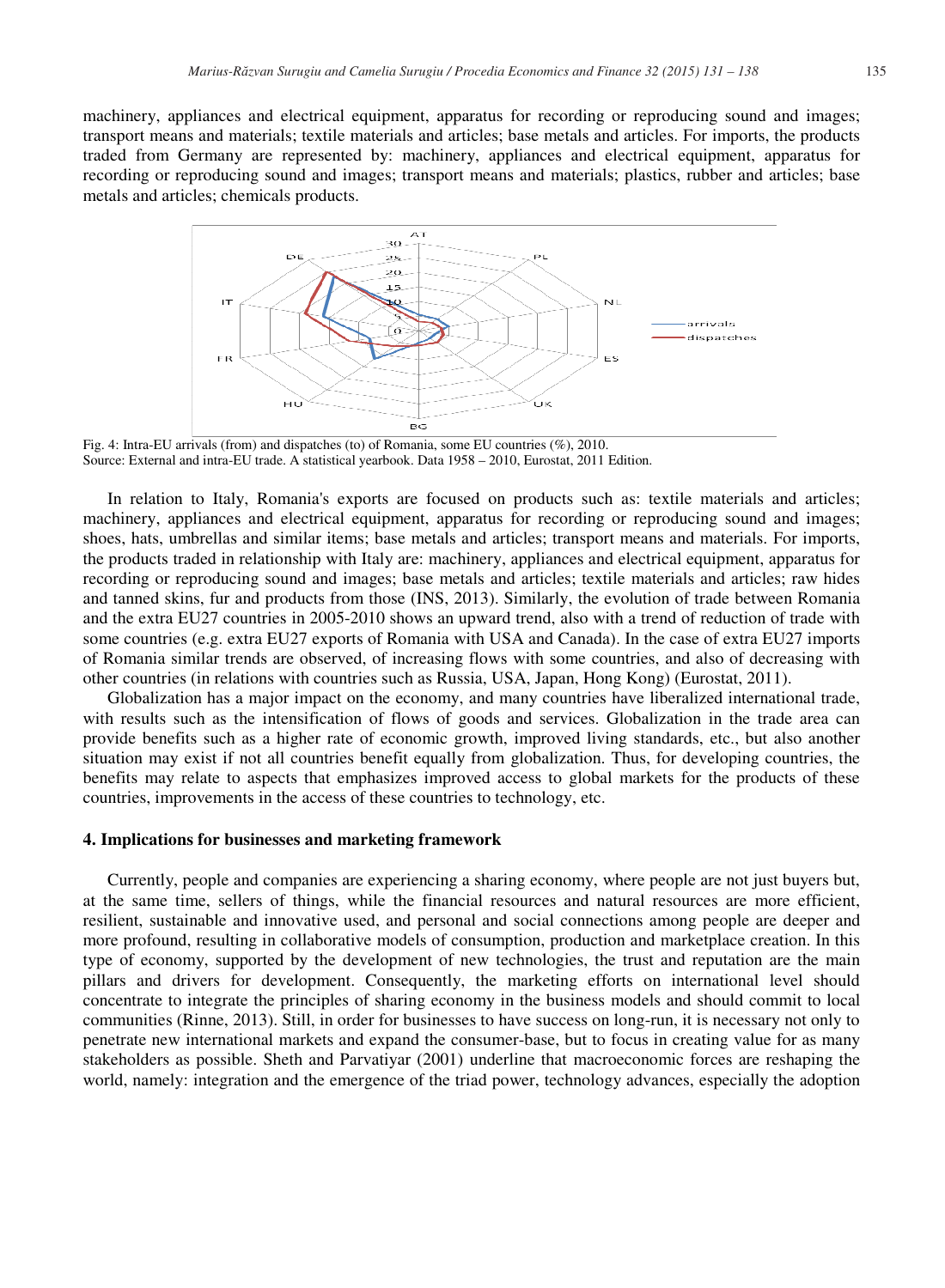machinery, appliances and electrical equipment, apparatus for recording or reproducing sound and images; transport means and materials; textile materials and articles; base metals and articles. For imports, the products traded from Germany are represented by: machinery, appliances and electrical equipment, apparatus for recording or reproducing sound and images; transport means and materials; plastics, rubber and articles; base metals and articles; chemicals products.

Fig. 4: Intra-EU arrivals (from) and dispatches (to) of Romania, some EU countries (%), 2010.
Source: External and intra-EU trade. A statistical yearbook. Data 1958 – 2010, Eurostat, 2011 Edition.

In relation to Italy, Romania's exports are focused on products such as: textile materials and articles; machinery, appliances and electrical equipment, apparatus for recording or reproducing sound and images; shoes, hats, umbrellas and similar items; base metals and articles; transport means and materials. For imports, the products traded in relationship with Italy are: machinery, appliances and electrical equipment, apparatus for recording or reproducing sound and images; base metals and articles; textile materials and articles; raw hides and tanned skins, fur and products from those (INS, 2013). Similarly, the evolution of trade between Romania and the extra EU27 countries in 2005-2010 shows an upward trend, also with a trend of reduction of trade with some countries (e.g. extra EU27 exports of Romania with USA and Canada). In the case of extra EU27 imports of Romania similar trends are observed, of increasing flows with some countries, and also of decreasing with other countries (in relations with countries such as Russia, USA, Japan, Hong Kong) (Eurostat, 2011).

Globalization has a major impact on the economy, and many countries have liberalized international trade, with results such as the intensification of flows of goods and services. Globalization in the trade area can provide benefits such as a higher rate of economic growth, improved living standards, etc., but also another situation may exist if not all countries benefit equally from globalization. Thus, for developing countries, the benefits may relate to aspects that emphasizes improved access to global markets for the products of these countries, improvements in the access of these countries to technology, etc.

## 4. Implications for businesses and marketing framework

Currently, people and companies are experiencing a sharing economy, where people are not just buyers but, at the same time, sellers of things, while the financial resources and natural resources are more efficient, resilient, sustainable and innovative used, and personal and social connections among people are deeper and more profound, resulting in collaborative models of consumption, production and marketplace creation. In this type of economy, supported by the development of new technologies, the trust and reputation are the main pillars and drivers for development. Consequently, the marketing efforts on international level should concentrate to integrate the principles of sharing economy in the business models and should commit to local communities (Rinne, 2013). Still, in order for businesses to have success on long-run, it is necessary not only to penetrate new international markets and expand the consumer-base, but to focus in creating value for as many stakeholders as possible. Sheth and Parvatiyar (2001) underline that macroeconomic forces are reshaping the world, namely: integration and the emergence of the triad power, technology advances, especially the adoption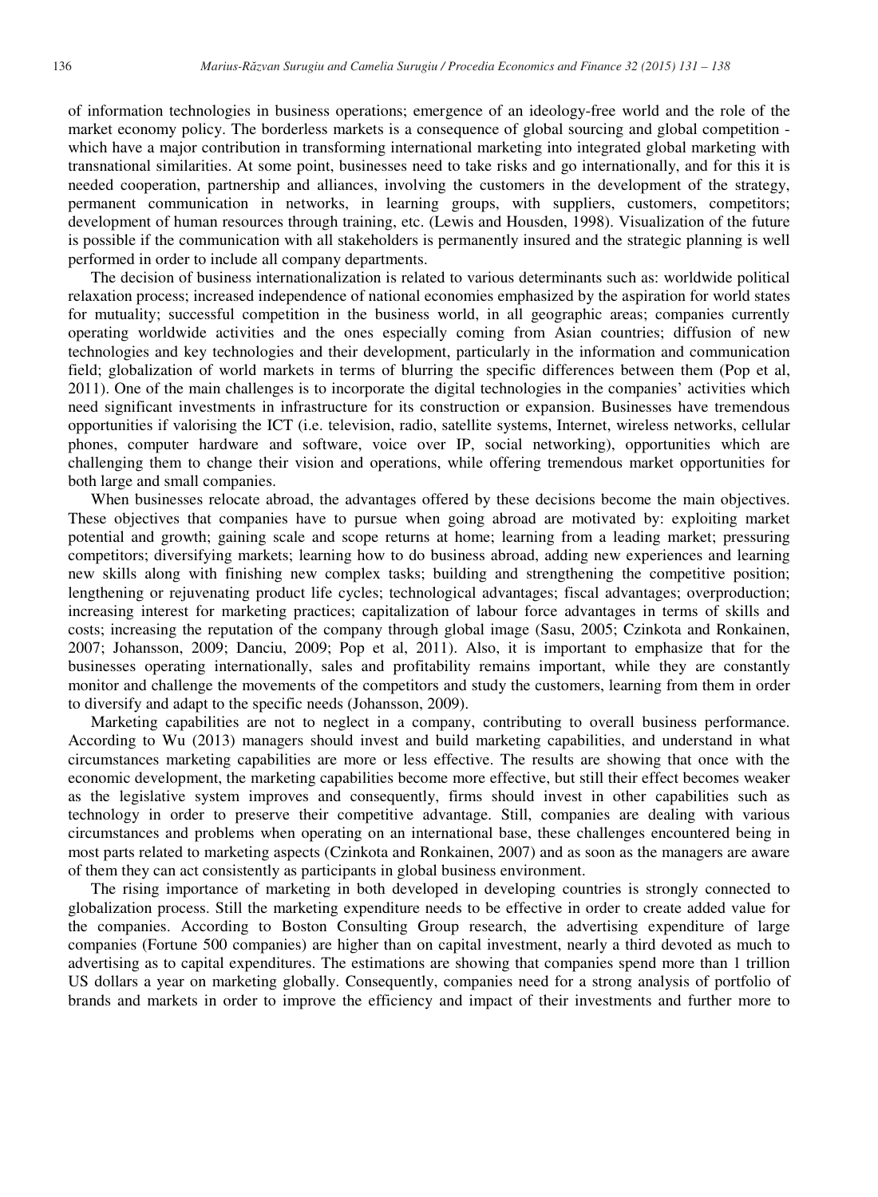of information technologies in business operations; emergence of an ideology-free world and the role of the market economy policy. The borderless markets is a consequence of global sourcing and global competition - which have a major contribution in transforming international marketing into integrated global marketing with transnational similarities. At some point, businesses need to take risks and go internationally, and for this it is needed cooperation, partnership and alliances, involving the customers in the development of the strategy, permanent communication in networks, in learning groups, with suppliers, customers, competitors; development of human resources through training, etc. (Lewis and Housden, 1998). Visualization of the future is possible if the communication with all stakeholders is permanently insured and the strategic planning is well performed in order to include all company departments.

The decision of business internationalization is related to various determinants such as: worldwide political relaxation process; increased independence of national economies emphasized by the aspiration for world states for mutuality; successful competition in the business world, in all geographic areas; companies currently operating worldwide activities and the ones especially coming from Asian countries; diffusion of new technologies and key technologies and their development, particularly in the information and communication field; globalization of world markets in terms of blurring the specific differences between them (Pop et al, 2011). One of the main challenges is to incorporate the digital technologies in the companies' activities which need significant investments in infrastructure for its construction or expansion. Businesses have tremendous opportunities if valorising the ICT (i.e. television, radio, satellite systems, Internet, wireless networks, cellular phones, computer hardware and software, voice over IP, social networking), opportunities which are challenging them to change their vision and operations, while offering tremendous market opportunities for both large and small companies.

When businesses relocate abroad, the advantages offered by these decisions become the main objectives. These objectives that companies have to pursue when going abroad are motivated by: exploiting market potential and growth; gaining scale and scope returns at home; learning from a leading market; pressuring competitors; diversifying markets; learning how to do business abroad, adding new experiences and learning new skills along with finishing new complex tasks; building and strengthening the competitive position; lengthening or rejuvenating product life cycles; technological advantages; fiscal advantages; overproduction; increasing interest for marketing practices; capitalization of labour force advantages in terms of skills and costs; increasing the reputation of the company through global image (Sasu, 2005; Czinkota and Ronkainen, 2007; Johansson, 2009; Danciu, 2009; Pop et al, 2011). Also, it is important to emphasize that for the businesses operating internationally, sales and profitability remains important, while they are constantly monitor and challenge the movements of the competitors and study the customers, learning from them in order to diversify and adapt to the specific needs (Johansson, 2009).

Marketing capabilities are not to neglect in a company, contributing to overall business performance. According to Wu (2013) managers should invest and build marketing capabilities, and understand in what circumstances marketing capabilities are more or less effective. The results are showing that once with the economic development, the marketing capabilities become more effective, but still their effect becomes weaker as the legislative system improves and consequently, firms should invest in other capabilities such as technology in order to preserve their competitive advantage. Still, companies are dealing with various circumstances and problems when operating on an international base, these challenges encountered being in most parts related to marketing aspects (Czinkota and Ronkainen, 2007) and as soon as the managers are aware of them they can act consistently as participants in global business environment.

The rising importance of marketing in both developed in developing countries is strongly connected to globalization process. Still the marketing expenditure needs to be effective in order to create added value for the companies. According to Boston Consulting Group research, the advertising expenditure of large companies (Fortune 500 companies) are higher than on capital investment, nearly a third devoted as much to advertising as to capital expenditures. The estimations are showing that companies spend more than 1 trillion US dollars a year on marketing globally. Consequently, companies need for a strong analysis of portfolio of brands and markets in order to improve the efficiency and impact of their investments and further more to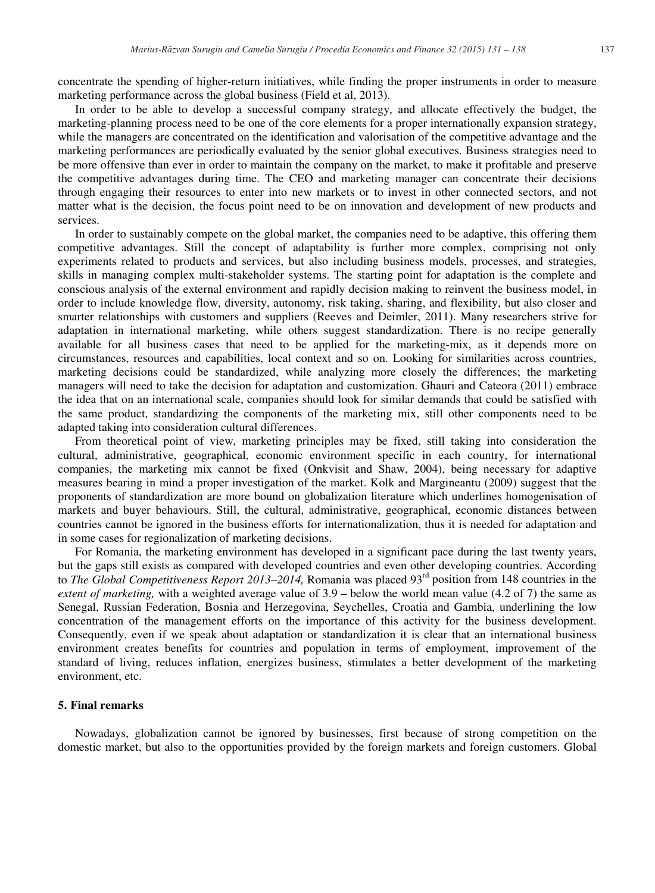concentrate the spending of higher-return initiatives, while finding the proper instruments in order to measure marketing performance across the global business (Field et al, 2013).

In order to be able to develop a successful company strategy, and allocate effectively the budget, the marketing-planning process need to be one of the core elements for a proper internationally expansion strategy, while the managers are concentrated on the identification and valorisation of the competitive advantage and the marketing performances are periodically evaluated by the senior global executives. Business strategies need to be more offensive than ever in order to maintain the company on the market, to make it profitable and preserve the competitive advantages during time. The CEO and marketing manager can concentrate their decisions through engaging their resources to enter into new markets or to invest in other connected sectors, and not matter what is the decision, the focus point need to be on innovation and development of new products and services.

In order to sustainably compete on the global market, the companies need to be adaptive, this offering them competitive advantages. Still the concept of adaptability is further more complex, comprising not only experiments related to products and services, but also including business models, processes, and strategies, skills in managing complex multi-stakeholder systems. The starting point for adaptation is the complete and conscious analysis of the external environment and rapidly decision making to reinvent the business model, in order to include knowledge flow, diversity, autonomy, risk taking, sharing, and flexibility, but also closer and smarter relationships with customers and suppliers (Reeves and Deimler, 2011). Many researchers strive for adaptation in international marketing, while others suggest standardization. There is no recipe generally available for all business cases that need to be applied for the marketing-mix, as it depends more on circumstances, resources and capabilities, local context and so on. Looking for similarities across countries, marketing decisions could be standardized, while analyzing more closely the differences; the marketing managers will need to take the decision for adaptation and customization. Ghauri and Cateora (2011) embrace the idea that on an international scale, companies should look for similar demands that could be satisfied with the same product, standardizing the components of the marketing mix, still other components need to be adapted taking into consideration cultural differences.

From theoretical point of view, marketing principles may be fixed, still taking into consideration the cultural, administrative, geographical, economic environment specific in each country, for international companies, the marketing mix cannot be fixed (Onkvisit and Shaw, 2004), being necessary for adaptive measures bearing in mind a proper investigation of the market. Kolk and Margineantu (2009) suggest that the proponents of standardization are more bound on globalization literature which underlines homogenisation of markets and buyer behaviours. Still, the cultural, administrative, geographical, economic distances between countries cannot be ignored in the business efforts for internationalization, thus it is needed for adaptation and in some cases for regionalization of marketing decisions.

For Romania, the marketing environment has developed in a significant pace during the last twenty years, but the gaps still exists as compared with developed countries and even other developing countries. According to *The Global Competitiveness Report 2013–2014,* Romania was placed 93rd position from 148 countries in the *extent of marketing,* with a weighted average value of 3.9 – below the world mean value (4.2 of 7) the same as Senegal, Russian Federation, Bosnia and Herzegovina, Seychelles, Croatia and Gambia, underlining the low concentration of the management efforts on the importance of this activity for the business development. Consequently, even if we speak about adaptation or standardization it is clear that an international business environment creates benefits for countries and population in terms of employment, improvement of the standard of living, reduces inflation, energizes business, stimulates a better development of the marketing environment, etc.

## 5. Final remarks

Nowadays, globalization cannot be ignored by businesses, first because of strong competition on the domestic market, but also to the opportunities provided by the foreign markets and foreign customers. Global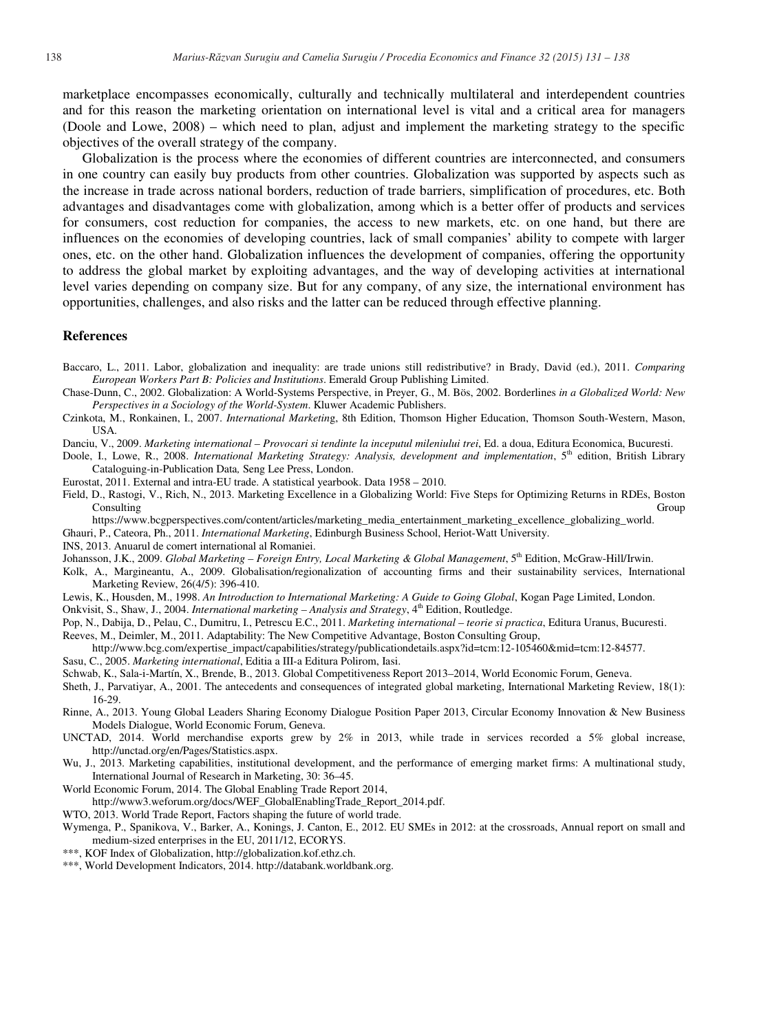marketplace encompasses economically, culturally and technically multilateral and interdependent countries and for this reason the marketing orientation on international level is vital and a critical area for managers (Doole and Lowe, 2008) – which need to plan, adjust and implement the marketing strategy to the specific objectives of the overall strategy of the company.

Globalization is the process where the economies of different countries are interconnected, and consumers in one country can easily buy products from other countries. Globalization was supported by aspects such as the increase in trade across national borders, reduction of trade barriers, simplification of procedures, etc. Both advantages and disadvantages come with globalization, among which is a better offer of products and services for consumers, cost reduction for companies, the access to new markets, etc. on one hand, but there are influences on the economies of developing countries, lack of small companies' ability to compete with larger ones, etc. on the other hand. Globalization influences the development of companies, offering the opportunity to address the global market by exploiting advantages, and the way of developing activities at international level varies depending on company size. But for any company, of any size, the international environment has opportunities, challenges, and also risks and the latter can be reduced through effective planning.

## References

Baccaro, L., 2011. Labor, globalization and inequality: are trade unions still redistributive? in Brady, David (ed.), 2011. *Comparing European Workers Part B: Policies and Institutions*. Emerald Group Publishing Limited.

Chase-Dunn, C., 2002. Globalization: A World-Systems Perspective, in Preyer, G., M. Bös, 2002. Borderlines *in a Globalized World: New Perspectives in a Sociology of the World-System*. Kluwer Academic Publishers.

Czinkota, M., Ronkainen, I., 2007. *International Marketing*, 8th Edition, Thomson Higher Education, Thomson South-Western, Mason, USA.

Danciu, V., 2009. *Marketing international – Provocari si tendinte la inceputul mileniului trei*, Ed. a doua, Editura Economica, Bucuresti.

Doole, I., Lowe, R., 2008. *International Marketing Strategy: Analysis, development and implementation*, 5th edition, British Library Cataloguing-in-Publication Data*,* Seng Lee Press, London.

Eurostat, 2011. External and intra-EU trade. A statistical yearbook. Data 1958 – 2010.

Field, D., Rastogi, V., Rich, N., 2013. Marketing Excellence in a Globalizing World: Five Steps for Optimizing Returns in RDEs, Boston Consulting Group https://www.bcgperspectives.com/content/articles/marketing_media_entertainment_marketing_excellence_globalizing_world.

Ghauri, P., Cateora, Ph., 2011. *International Marketing*, Edinburgh Business School, Heriot-Watt University.

INS, 2013. Anuarul de comert international al Romaniei.

Johansson, J.K., 2009. *Global Marketing – Foreign Entry, Local Marketing & Global Management*, 5th Edition, McGraw-Hill/Irwin.

Kolk, A., Margineantu, A., 2009. Globalisation/regionalization of accounting firms and their sustainability services, International Marketing Review, 26(4/5): 396-410.

Lewis, K., Housden, M., 1998. *An Introduction to International Marketing: A Guide to Going Global*, Kogan Page Limited, London.

Onkvisit, S., Shaw, J., 2004. *International marketing – Analysis and Strategy*, 4th Edition, Routledge.

Pop, N., Dabija, D., Pelau, C., Dumitru, I., Petrescu E.C., 2011. *Marketing international – teorie si practica*, Editura Uranus, Bucuresti.

Reeves, M., Deimler, M., 2011. Adaptability: The New Competitive Advantage, Boston Consulting Group, http://www.bcg.com/expertise_impact/capabilities/strategy/publicationdetails.aspx?id=tcm:12-105460&mid=tcm:12-84577.

Sasu, C., 2005. *Marketing international*, Editia a III-a Editura Polirom, Iasi.

Schwab, K., Sala-i-Martín, X., Brende, B., 2013. Global Competitiveness Report 2013–2014, World Economic Forum, Geneva.

Sheth, J., Parvatiyar, A., 2001. The antecedents and consequences of integrated global marketing, International Marketing Review, 18(1): 16-29.

Rinne, A., 2013. Young Global Leaders Sharing Economy Dialogue Position Paper 2013, Circular Economy Innovation & New Business Models Dialogue, World Economic Forum, Geneva.

UNCTAD, 2014. World merchandise exports grew by 2% in 2013, while trade in services recorded a 5% global increase, http://unctad.org/en/Pages/Statistics.aspx.

Wu, J., 2013. Marketing capabilities, institutional development, and the performance of emerging market firms: A multinational study, International Journal of Research in Marketing, 30: 36–45.

World Economic Forum, 2014. The Global Enabling Trade Report 2014, http://www3.weforum.org/docs/WEF_GlobalEnablingTrade_Report_2014.pdf.

WTO, 2013. World Trade Report, Factors shaping the future of world trade.

Wymenga, P., Spanikova, V., Barker, A., Konings, J. Canton, E., 2012. EU SMEs in 2012: at the crossroads, Annual report on small and medium-sized enterprises in the EU, 2011/12, ECORYS.

***, KOF Index of Globalization, http://globalization.kof.ethz.ch.

***, World Development Indicators, 2014. http://databank.worldbank.org.